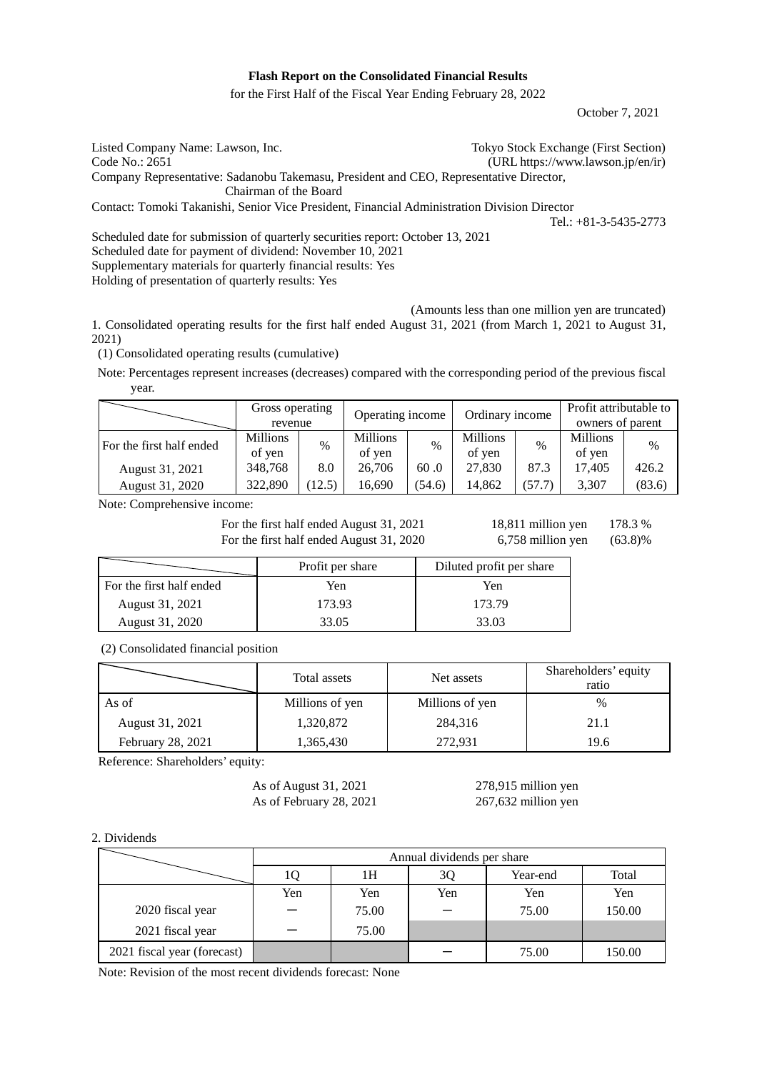# Flash Report on the Consolidated Financial Results

for the First Half of the Fiscal Year Ending February 28, 2022

October 7, 2021

Listed Company Name: Lawson, Inc. Tokyo Stock Exchange (First Section)
Code No.: 2651 (URL https://www.lawson.jp/en/ir)
Company Representative: Sadanobu Takemasu, President and CEO, Representative Director, Chairman of the Board
Contact: Tomoki Takanishi, Senior Vice President, Financial Administration Division Director
Tel.: +81-3-5435-2773

Scheduled date for submission of quarterly securities report: October 13, 2021
Scheduled date for payment of dividend: November 10, 2021
Supplementary materials for quarterly financial results: Yes
Holding of presentation of quarterly results: Yes

(Amounts less than one million yen are truncated)

1. Consolidated operating results for the first half ended August 31, 2021 (from March 1, 2021 to August 31, 2021)

(1) Consolidated operating results (cumulative)

Note: Percentages represent increases (decreases) compared with the corresponding period of the previous fiscal year.

| | Gross operating revenue | | Operating income | | Ordinary income | | Profit attributable to owners of parent | |
|---|---|---|---|---|---|---|---|---|
| For the first half ended | Millions of yen | % | Millions of yen | % | Millions of yen | % | Millions of yen | % |
| August 31, 2021 | 348,768 | 8.0 | 26,706 | 60 .0 | 27,830 | 87.3 | 17,405 | 426.2 |
| August 31, 2020 | 322,890 | (12.5) | 16,690 | (54.6) | 14,862 | (57.7) | 3,307 | (83.6) |

Note: Comprehensive income:

For the first half ended August 31, 2021 18,811 million yen 178.3 %
For the first half ended August 31, 2020 6,758 million yen (63.8)%

| | Profit per share | Diluted profit per share |
|---|---|---|
| For the first half ended | Yen | Yen |
| August 31, 2021 | 173.93 | 173.79 |
| August 31, 2020 | 33.05 | 33.03 |

(2) Consolidated financial position

| | Total assets | Net assets | Shareholders' equity ratio |
|---|---|---|---|
| As of | Millions of yen | Millions of yen | % |
| August 31, 2021 | 1,320,872 | 284,316 | 21.1 |
| February 28, 2021 | 1,365,430 | 272,931 | 19.6 |

Reference: Shareholders' equity:

As of August 31, 2021 278,915 million yen
As of February 28, 2021 267,632 million yen

2. Dividends

| | Annual dividends per share | | | | |
|---|---|---|---|---|---|
| | 1Q | 1H | 3Q | Year-end | Total |
| | Yen | Yen | Yen | Yen | Yen |
| 2020 fiscal year | ― | 75.00 | ― | 75.00 | 150.00 |
| 2021 fiscal year | ― | 75.00 | | | |
| 2021 fiscal year (forecast) | | | ― | 75.00 | 150.00 |

Note: Revision of the most recent dividends forecast: None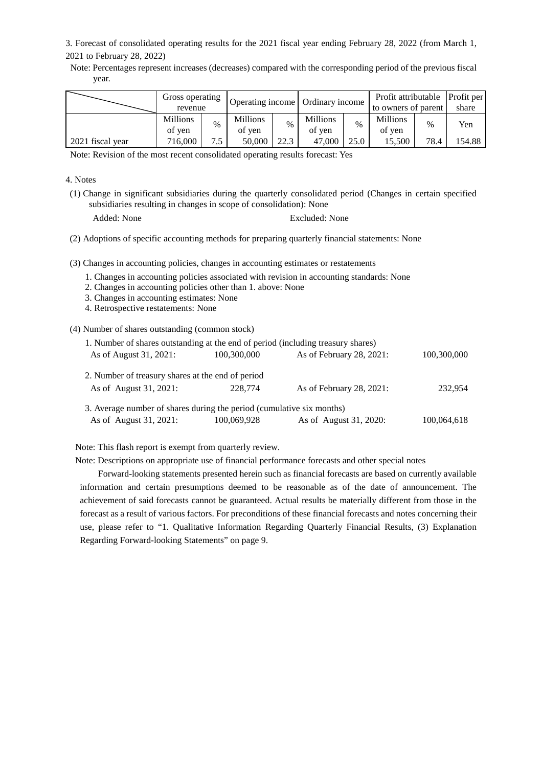3. Forecast of consolidated operating results for the 2021 fiscal year ending February 28, 2022 (from March 1, 2021 to February 28, 2022)

Note: Percentages represent increases (decreases) compared with the corresponding period of the previous fiscal year.

| | Gross operating revenue | | Operating income | | Ordinary income | | Profit attributable to owners of parent | | Profit per share |
|---|---|---|---|---|---|---|---|---|---|
| | Millions of yen | % | Millions of yen | % | Millions of yen | % | Millions of yen | % | Yen |
| 2021 fiscal year | 716,000 | 7.5 | 50,000 | 22.3 | 47,000 | 25.0 | 15,500 | 78.4 | 154.88 |

Note: Revision of the most recent consolidated operating results forecast: Yes

4. Notes

(1) Change in significant subsidiaries during the quarterly consolidated period (Changes in certain specified subsidiaries resulting in changes in scope of consolidation): None

Added: None　　Excluded: None

(2) Adoptions of specific accounting methods for preparing quarterly financial statements: None

(3) Changes in accounting policies, changes in accounting estimates or restatements

1. Changes in accounting policies associated with revision in accounting standards: None
2. Changes in accounting policies other than 1. above: None
3. Changes in accounting estimates: None
4. Retrospective restatements: None

(4) Number of shares outstanding (common stock)

1. Number of shares outstanding at the end of period (including treasury shares)

| As of August 31, 2021: | 100,300,000 | As of February 28, 2021: | 100,300,000 |
|---|---|---|---|

2. Number of treasury shares at the end of period

| As of August 31, 2021: | 228,774 | As of February 28, 2021: | 232,954 |
|---|---|---|---|

3. Average number of shares during the period (cumulative six months)

| As of August 31, 2021: | 100,069,928 | As of August 31, 2020: | 100,064,618 |
|---|---|---|---|

Note: This flash report is exempt from quarterly review.

Note: Descriptions on appropriate use of financial performance forecasts and other special notes

Forward-looking statements presented herein such as financial forecasts are based on currently available information and certain presumptions deemed to be reasonable as of the date of announcement. The achievement of said forecasts cannot be guaranteed. Actual results be materially different from those in the forecast as a result of various factors. For preconditions of these financial forecasts and notes concerning their use, please refer to "1. Qualitative Information Regarding Quarterly Financial Results, (3) Explanation Regarding Forward-looking Statements" on page 9.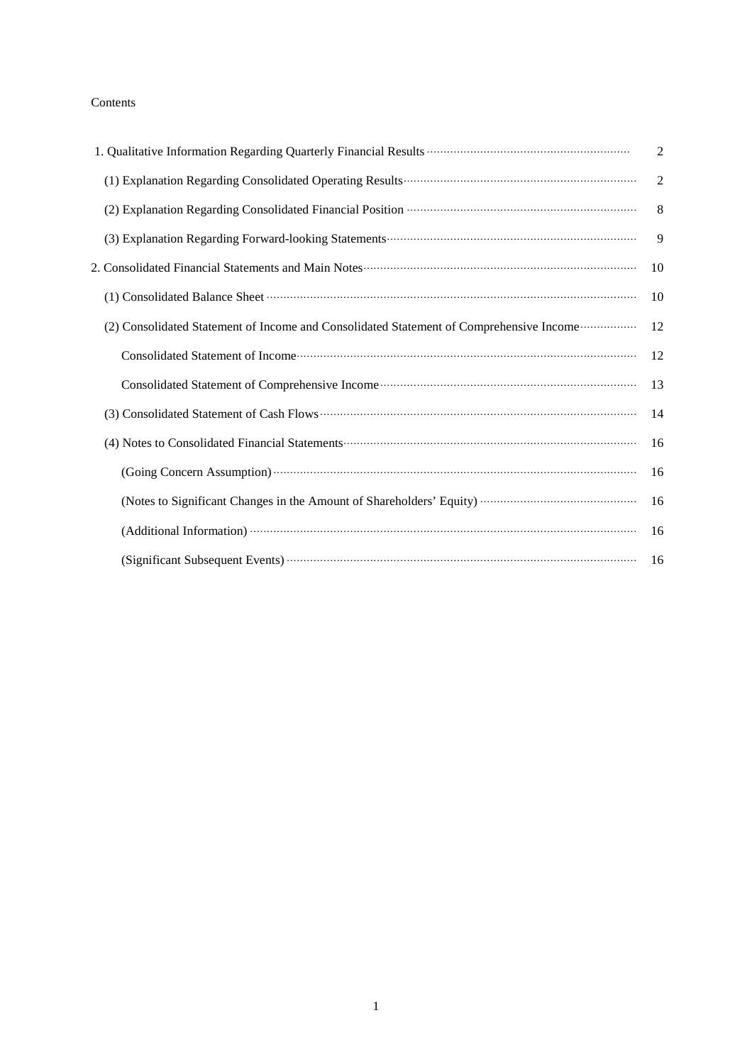Contents

| | |
|---|---|
| 1. Qualitative Information Regarding Quarterly Financial Results | 2 |
| (1) Explanation Regarding Consolidated Operating Results | 2 |
| (2) Explanation Regarding Consolidated Financial Position | 8 |
| (3) Explanation Regarding Forward-looking Statements | 9 |
| 2. Consolidated Financial Statements and Main Notes | 10 |
| (1) Consolidated Balance Sheet | 10 |
| (2) Consolidated Statement of Income and Consolidated Statement of Comprehensive Income | 12 |
| Consolidated Statement of Income | 12 |
| Consolidated Statement of Comprehensive Income | 13 |
| (3) Consolidated Statement of Cash Flows | 14 |
| (4) Notes to Consolidated Financial Statements | 16 |
| (Going Concern Assumption) | 16 |
| (Notes to Significant Changes in the Amount of Shareholders' Equity) | 16 |
| (Additional Information) | 16 |
| (Significant Subsequent Events) | 16 |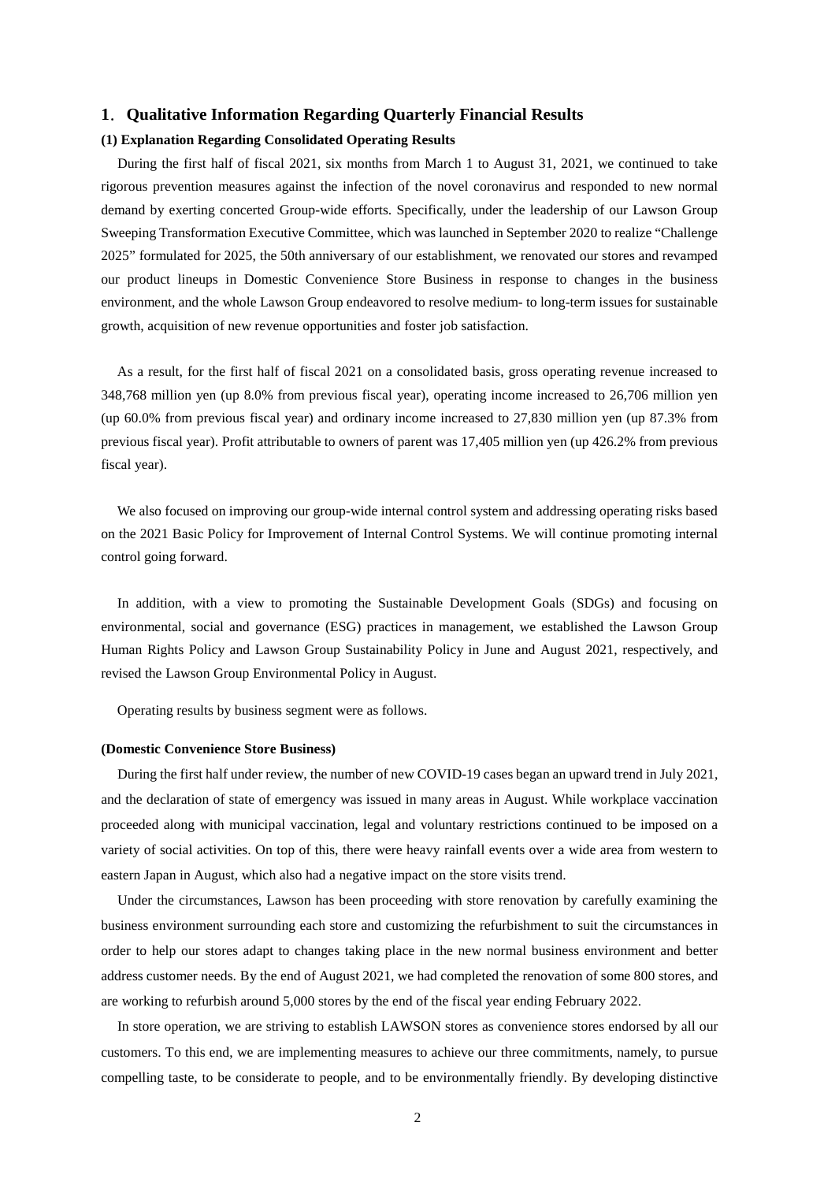## 1. Qualitative Information Regarding Quarterly Financial Results

### (1) Explanation Regarding Consolidated Operating Results

During the first half of fiscal 2021, six months from March 1 to August 31, 2021, we continued to take rigorous prevention measures against the infection of the novel coronavirus and responded to new normal demand by exerting concerted Group-wide efforts. Specifically, under the leadership of our Lawson Group Sweeping Transformation Executive Committee, which was launched in September 2020 to realize "Challenge 2025" formulated for 2025, the 50th anniversary of our establishment, we renovated our stores and revamped our product lineups in Domestic Convenience Store Business in response to changes in the business environment, and the whole Lawson Group endeavored to resolve medium- to long-term issues for sustainable growth, acquisition of new revenue opportunities and foster job satisfaction.

As a result, for the first half of fiscal 2021 on a consolidated basis, gross operating revenue increased to 348,768 million yen (up 8.0% from previous fiscal year), operating income increased to 26,706 million yen (up 60.0% from previous fiscal year) and ordinary income increased to 27,830 million yen (up 87.3% from previous fiscal year). Profit attributable to owners of parent was 17,405 million yen (up 426.2% from previous fiscal year).

We also focused on improving our group-wide internal control system and addressing operating risks based on the 2021 Basic Policy for Improvement of Internal Control Systems. We will continue promoting internal control going forward.

In addition, with a view to promoting the Sustainable Development Goals (SDGs) and focusing on environmental, social and governance (ESG) practices in management, we established the Lawson Group Human Rights Policy and Lawson Group Sustainability Policy in June and August 2021, respectively, and revised the Lawson Group Environmental Policy in August.

Operating results by business segment were as follows.

**(Domestic Convenience Store Business)**

During the first half under review, the number of new COVID-19 cases began an upward trend in July 2021, and the declaration of state of emergency was issued in many areas in August. While workplace vaccination proceeded along with municipal vaccination, legal and voluntary restrictions continued to be imposed on a variety of social activities. On top of this, there were heavy rainfall events over a wide area from western to eastern Japan in August, which also had a negative impact on the store visits trend.

Under the circumstances, Lawson has been proceeding with store renovation by carefully examining the business environment surrounding each store and customizing the refurbishment to suit the circumstances in order to help our stores adapt to changes taking place in the new normal business environment and better address customer needs. By the end of August 2021, we had completed the renovation of some 800 stores, and are working to refurbish around 5,000 stores by the end of the fiscal year ending February 2022.

In store operation, we are striving to establish LAWSON stores as convenience stores endorsed by all our customers. To this end, we are implementing measures to achieve our three commitments, namely, to pursue compelling taste, to be considerate to people, and to be environmentally friendly. By developing distinctive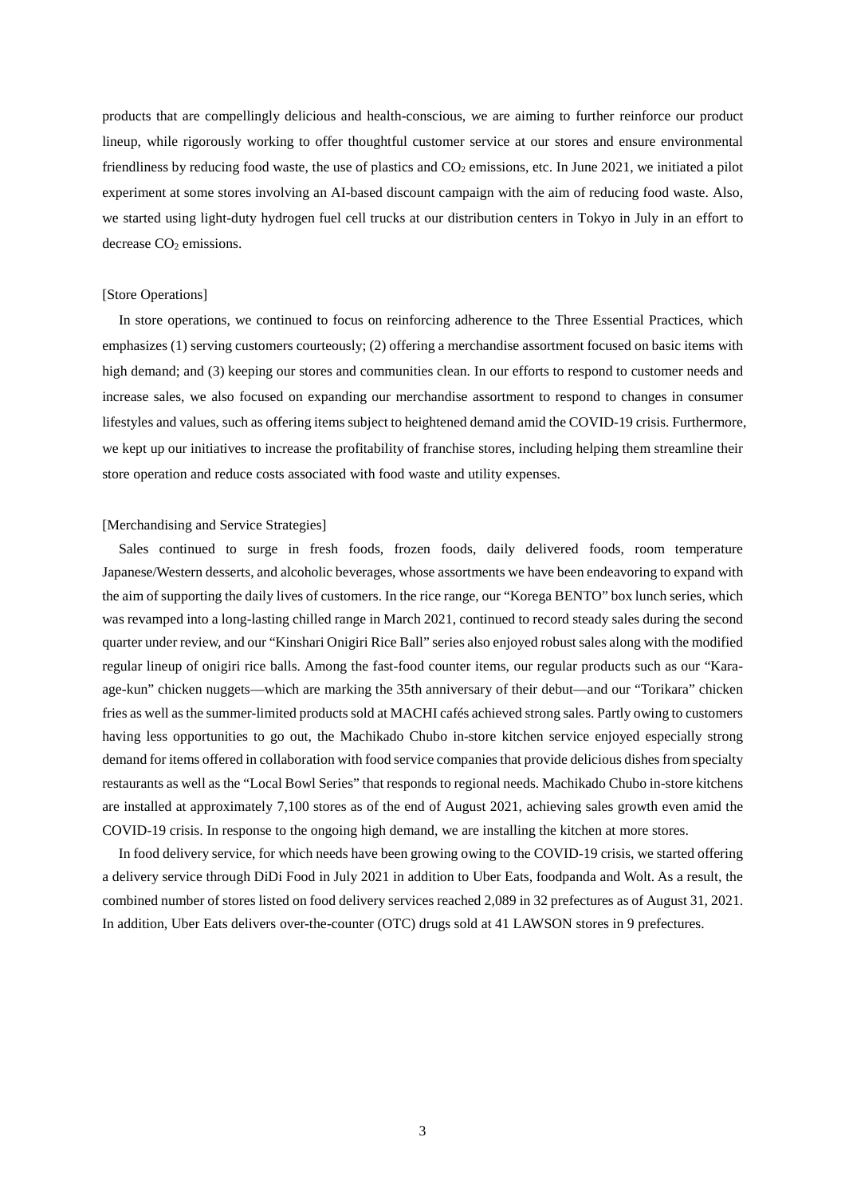products that are compellingly delicious and health-conscious, we are aiming to further reinforce our product lineup, while rigorously working to offer thoughtful customer service at our stores and ensure environmental friendliness by reducing food waste, the use of plastics and $CO_2$ emissions, etc. In June 2021, we initiated a pilot experiment at some stores involving an AI-based discount campaign with the aim of reducing food waste. Also, we started using light-duty hydrogen fuel cell trucks at our distribution centers in Tokyo in July in an effort to decrease $CO_2$ emissions.

[Store Operations]

In store operations, we continued to focus on reinforcing adherence to the Three Essential Practices, which emphasizes (1) serving customers courteously; (2) offering a merchandise assortment focused on basic items with high demand; and (3) keeping our stores and communities clean. In our efforts to respond to customer needs and increase sales, we also focused on expanding our merchandise assortment to respond to changes in consumer lifestyles and values, such as offering items subject to heightened demand amid the COVID-19 crisis. Furthermore, we kept up our initiatives to increase the profitability of franchise stores, including helping them streamline their store operation and reduce costs associated with food waste and utility expenses.

[Merchandising and Service Strategies]

Sales continued to surge in fresh foods, frozen foods, daily delivered foods, room temperature Japanese/Western desserts, and alcoholic beverages, whose assortments we have been endeavoring to expand with the aim of supporting the daily lives of customers. In the rice range, our "Korega BENTO" box lunch series, which was revamped into a long-lasting chilled range in March 2021, continued to record steady sales during the second quarter under review, and our "Kinshari Onigiri Rice Ball" series also enjoyed robust sales along with the modified regular lineup of onigiri rice balls. Among the fast-food counter items, our regular products such as our "Kara-age-kun" chicken nuggets—which are marking the 35th anniversary of their debut—and our "Torikara" chicken fries as well as the summer-limited products sold at MACHI cafés achieved strong sales. Partly owing to customers having less opportunities to go out, the Machikado Chubo in-store kitchen service enjoyed especially strong demand for items offered in collaboration with food service companies that provide delicious dishes from specialty restaurants as well as the "Local Bowl Series" that responds to regional needs. Machikado Chubo in-store kitchens are installed at approximately 7,100 stores as of the end of August 2021, achieving sales growth even amid the COVID-19 crisis. In response to the ongoing high demand, we are installing the kitchen at more stores.

In food delivery service, for which needs have been growing owing to the COVID-19 crisis, we started offering a delivery service through DiDi Food in July 2021 in addition to Uber Eats, foodpanda and Wolt. As a result, the combined number of stores listed on food delivery services reached 2,089 in 32 prefectures as of August 31, 2021. In addition, Uber Eats delivers over-the-counter (OTC) drugs sold at 41 LAWSON stores in 9 prefectures.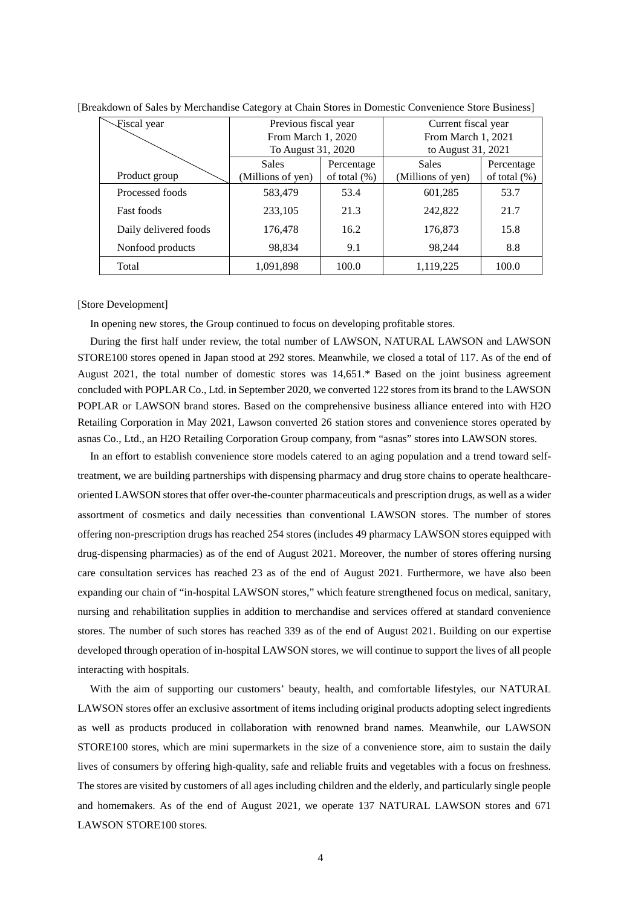[Breakdown of Sales by Merchandise Category at Chain Stores in Domestic Convenience Store Business]

| Fiscal year / Product group | Previous fiscal year From March 1, 2020 To August 31, 2020 | | Current fiscal year From March 1, 2021 to August 31, 2021 | |
|---|---|---|---|---|
| | Sales (Millions of yen) | Percentage of total (%) | Sales (Millions of yen) | Percentage of total (%) |
| Processed foods | 583,479 | 53.4 | 601,285 | 53.7 |
| Fast foods | 233,105 | 21.3 | 242,822 | 21.7 |
| Daily delivered foods | 176,478 | 16.2 | 176,873 | 15.8 |
| Nonfood products | 98,834 | 9.1 | 98,244 | 8.8 |
| Total | 1,091,898 | 100.0 | 1,119,225 | 100.0 |

[Store Development]

In opening new stores, the Group continued to focus on developing profitable stores.

During the first half under review, the total number of LAWSON, NATURAL LAWSON and LAWSON STORE100 stores opened in Japan stood at 292 stores. Meanwhile, we closed a total of 117. As of the end of August 2021, the total number of domestic stores was 14,651.* Based on the joint business agreement concluded with POPLAR Co., Ltd. in September 2020, we converted 122 stores from its brand to the LAWSON POPLAR or LAWSON brand stores. Based on the comprehensive business alliance entered into with H2O Retailing Corporation in May 2021, Lawson converted 26 station stores and convenience stores operated by asnas Co., Ltd., an H2O Retailing Corporation Group company, from "asnas" stores into LAWSON stores.

In an effort to establish convenience store models catered to an aging population and a trend toward self-treatment, we are building partnerships with dispensing pharmacy and drug store chains to operate healthcare-oriented LAWSON stores that offer over-the-counter pharmaceuticals and prescription drugs, as well as a wider assortment of cosmetics and daily necessities than conventional LAWSON stores. The number of stores offering non-prescription drugs has reached 254 stores (includes 49 pharmacy LAWSON stores equipped with drug-dispensing pharmacies) as of the end of August 2021. Moreover, the number of stores offering nursing care consultation services has reached 23 as of the end of August 2021. Furthermore, we have also been expanding our chain of "in-hospital LAWSON stores," which feature strengthened focus on medical, sanitary, nursing and rehabilitation supplies in addition to merchandise and services offered at standard convenience stores. The number of such stores has reached 339 as of the end of August 2021. Building on our expertise developed through operation of in-hospital LAWSON stores, we will continue to support the lives of all people interacting with hospitals.

With the aim of supporting our customers' beauty, health, and comfortable lifestyles, our NATURAL LAWSON stores offer an exclusive assortment of items including original products adopting select ingredients as well as products produced in collaboration with renowned brand names. Meanwhile, our LAWSON STORE100 stores, which are mini supermarkets in the size of a convenience store, aim to sustain the daily lives of consumers by offering high-quality, safe and reliable fruits and vegetables with a focus on freshness. The stores are visited by customers of all ages including children and the elderly, and particularly single people and homemakers. As of the end of August 2021, we operate 137 NATURAL LAWSON stores and 671 LAWSON STORE100 stores.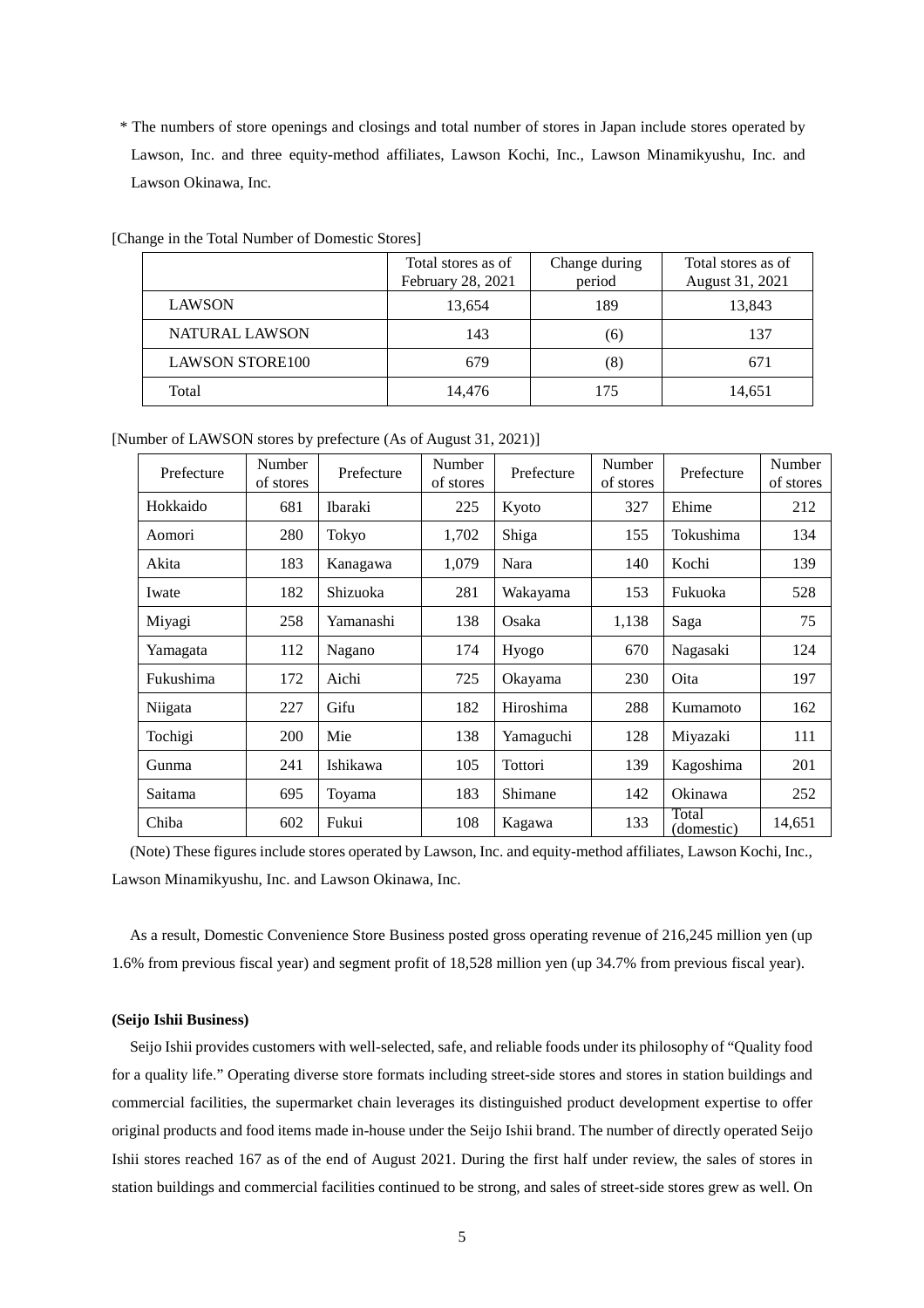* The numbers of store openings and closings and total number of stores in Japan include stores operated by Lawson, Inc. and three equity-method affiliates, Lawson Kochi, Inc., Lawson Minamikyushu, Inc. and Lawson Okinawa, Inc.

[Change in the Total Number of Domestic Stores]

| | Total stores as of February 28, 2021 | Change during period | Total stores as of August 31, 2021 |
|---|---|---|---|
| LAWSON | 13,654 | 189 | 13,843 |
| NATURAL LAWSON | 143 | (6) | 137 |
| LAWSON STORE100 | 679 | (8) | 671 |
| Total | 14,476 | 175 | 14,651 |

[Number of LAWSON stores by prefecture (As of August 31, 2021)]

| Prefecture | Number of stores | Prefecture | Number of stores | Prefecture | Number of stores | Prefecture | Number of stores |
|---|---|---|---|---|---|---|---|
| Hokkaido | 681 | Ibaraki | 225 | Kyoto | 327 | Ehime | 212 |
| Aomori | 280 | Tokyo | 1,702 | Shiga | 155 | Tokushima | 134 |
| Akita | 183 | Kanagawa | 1,079 | Nara | 140 | Kochi | 139 |
| Iwate | 182 | Shizuoka | 281 | Wakayama | 153 | Fukuoka | 528 |
| Miyagi | 258 | Yamanashi | 138 | Osaka | 1,138 | Saga | 75 |
| Yamagata | 112 | Nagano | 174 | Hyogo | 670 | Nagasaki | 124 |
| Fukushima | 172 | Aichi | 725 | Okayama | 230 | Oita | 197 |
| Niigata | 227 | Gifu | 182 | Hiroshima | 288 | Kumamoto | 162 |
| Tochigi | 200 | Mie | 138 | Yamaguchi | 128 | Miyazaki | 111 |
| Gunma | 241 | Ishikawa | 105 | Tottori | 139 | Kagoshima | 201 |
| Saitama | 695 | Toyama | 183 | Shimane | 142 | Okinawa | 252 |
| Chiba | 602 | Fukui | 108 | Kagawa | 133 | Total (domestic) | 14,651 |

(Note) These figures include stores operated by Lawson, Inc. and equity-method affiliates, Lawson Kochi, Inc., Lawson Minamikyushu, Inc. and Lawson Okinawa, Inc.

As a result, Domestic Convenience Store Business posted gross operating revenue of 216,245 million yen (up 1.6% from previous fiscal year) and segment profit of 18,528 million yen (up 34.7% from previous fiscal year).

**(Seijo Ishii Business)**

Seijo Ishii provides customers with well-selected, safe, and reliable foods under its philosophy of "Quality food for a quality life." Operating diverse store formats including street-side stores and stores in station buildings and commercial facilities, the supermarket chain leverages its distinguished product development expertise to offer original products and food items made in-house under the Seijo Ishii brand. The number of directly operated Seijo Ishii stores reached 167 as of the end of August 2021. During the first half under review, the sales of stores in station buildings and commercial facilities continued to be strong, and sales of street-side stores grew as well. On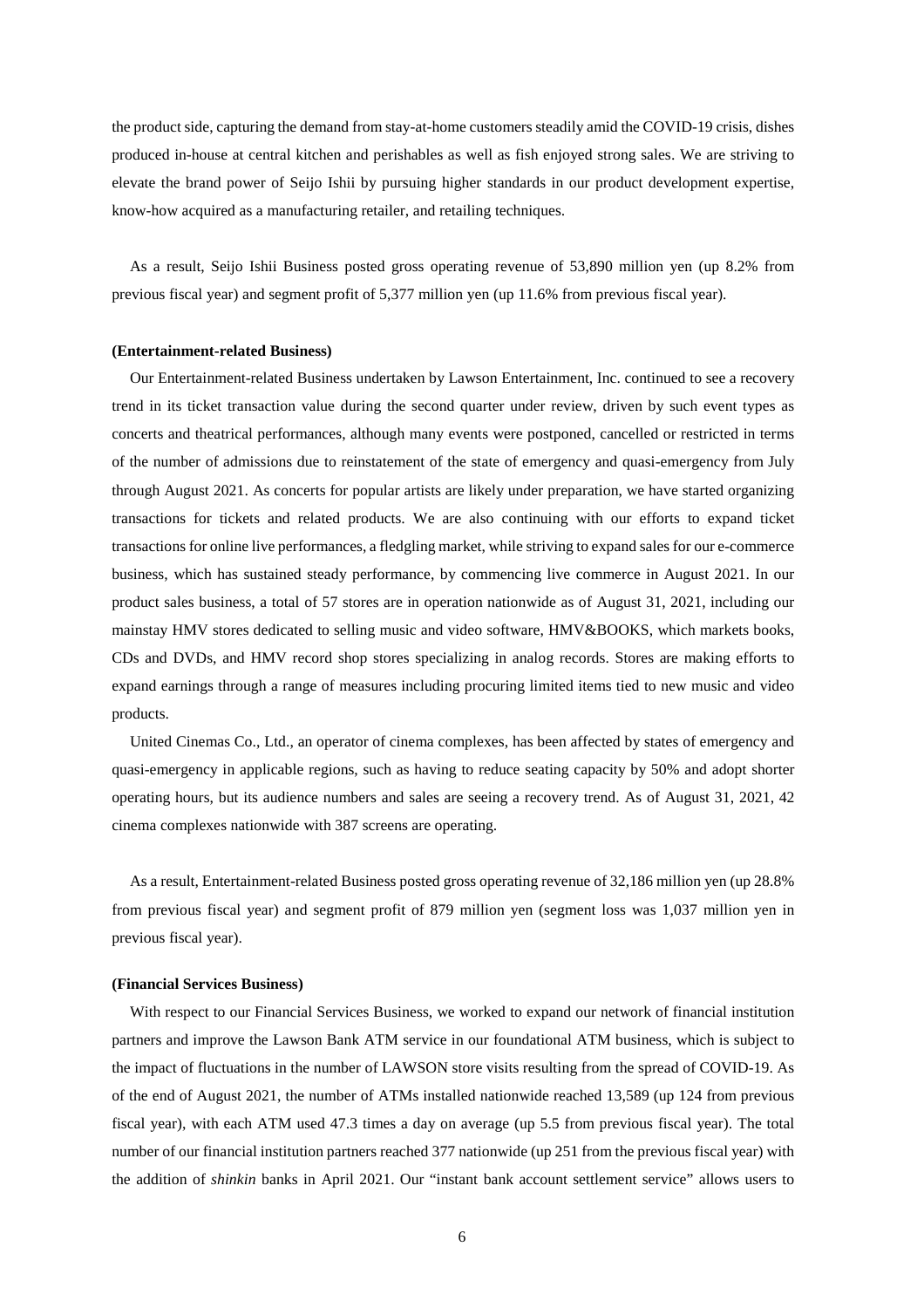the product side, capturing the demand from stay-at-home customers steadily amid the COVID-19 crisis, dishes produced in-house at central kitchen and perishables as well as fish enjoyed strong sales. We are striving to elevate the brand power of Seijo Ishii by pursuing higher standards in our product development expertise, know-how acquired as a manufacturing retailer, and retailing techniques.

As a result, Seijo Ishii Business posted gross operating revenue of 53,890 million yen (up 8.2% from previous fiscal year) and segment profit of 5,377 million yen (up 11.6% from previous fiscal year).

**(Entertainment-related Business)**

Our Entertainment-related Business undertaken by Lawson Entertainment, Inc. continued to see a recovery trend in its ticket transaction value during the second quarter under review, driven by such event types as concerts and theatrical performances, although many events were postponed, cancelled or restricted in terms of the number of admissions due to reinstatement of the state of emergency and quasi-emergency from July through August 2021. As concerts for popular artists are likely under preparation, we have started organizing transactions for tickets and related products. We are also continuing with our efforts to expand ticket transactions for online live performances, a fledgling market, while striving to expand sales for our e-commerce business, which has sustained steady performance, by commencing live commerce in August 2021. In our product sales business, a total of 57 stores are in operation nationwide as of August 31, 2021, including our mainstay HMV stores dedicated to selling music and video software, HMV&BOOKS, which markets books, CDs and DVDs, and HMV record shop stores specializing in analog records. Stores are making efforts to expand earnings through a range of measures including procuring limited items tied to new music and video products.

United Cinemas Co., Ltd., an operator of cinema complexes, has been affected by states of emergency and quasi-emergency in applicable regions, such as having to reduce seating capacity by 50% and adopt shorter operating hours, but its audience numbers and sales are seeing a recovery trend. As of August 31, 2021, 42 cinema complexes nationwide with 387 screens are operating.

As a result, Entertainment-related Business posted gross operating revenue of 32,186 million yen (up 28.8% from previous fiscal year) and segment profit of 879 million yen (segment loss was 1,037 million yen in previous fiscal year).

**(Financial Services Business)**

With respect to our Financial Services Business, we worked to expand our network of financial institution partners and improve the Lawson Bank ATM service in our foundational ATM business, which is subject to the impact of fluctuations in the number of LAWSON store visits resulting from the spread of COVID-19. As of the end of August 2021, the number of ATMs installed nationwide reached 13,589 (up 124 from previous fiscal year), with each ATM used 47.3 times a day on average (up 5.5 from previous fiscal year). The total number of our financial institution partners reached 377 nationwide (up 251 from the previous fiscal year) with the addition of *shinkin* banks in April 2021. Our "instant bank account settlement service" allows users to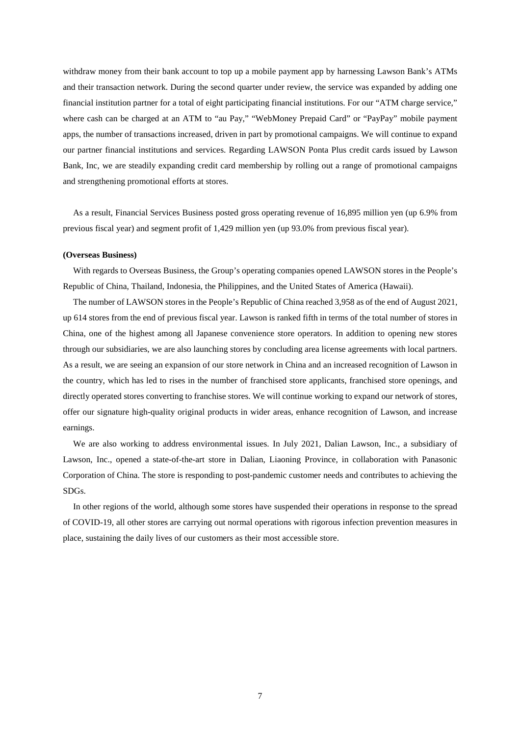withdraw money from their bank account to top up a mobile payment app by harnessing Lawson Bank's ATMs and their transaction network. During the second quarter under review, the service was expanded by adding one financial institution partner for a total of eight participating financial institutions. For our "ATM charge service," where cash can be charged at an ATM to "au Pay," "WebMoney Prepaid Card" or "PayPay" mobile payment apps, the number of transactions increased, driven in part by promotional campaigns. We will continue to expand our partner financial institutions and services. Regarding LAWSON Ponta Plus credit cards issued by Lawson Bank, Inc, we are steadily expanding credit card membership by rolling out a range of promotional campaigns and strengthening promotional efforts at stores.

As a result, Financial Services Business posted gross operating revenue of 16,895 million yen (up 6.9% from previous fiscal year) and segment profit of 1,429 million yen (up 93.0% from previous fiscal year).

**(Overseas Business)**

With regards to Overseas Business, the Group's operating companies opened LAWSON stores in the People's Republic of China, Thailand, Indonesia, the Philippines, and the United States of America (Hawaii).

The number of LAWSON stores in the People's Republic of China reached 3,958 as of the end of August 2021, up 614 stores from the end of previous fiscal year. Lawson is ranked fifth in terms of the total number of stores in China, one of the highest among all Japanese convenience store operators. In addition to opening new stores through our subsidiaries, we are also launching stores by concluding area license agreements with local partners. As a result, we are seeing an expansion of our store network in China and an increased recognition of Lawson in the country, which has led to rises in the number of franchised store applicants, franchised store openings, and directly operated stores converting to franchise stores. We will continue working to expand our network of stores, offer our signature high-quality original products in wider areas, enhance recognition of Lawson, and increase earnings.

We are also working to address environmental issues. In July 2021, Dalian Lawson, Inc., a subsidiary of Lawson, Inc., opened a state-of-the-art store in Dalian, Liaoning Province, in collaboration with Panasonic Corporation of China. The store is responding to post-pandemic customer needs and contributes to achieving the SDGs.

In other regions of the world, although some stores have suspended their operations in response to the spread of COVID-19, all other stores are carrying out normal operations with rigorous infection prevention measures in place, sustaining the daily lives of our customers as their most accessible store.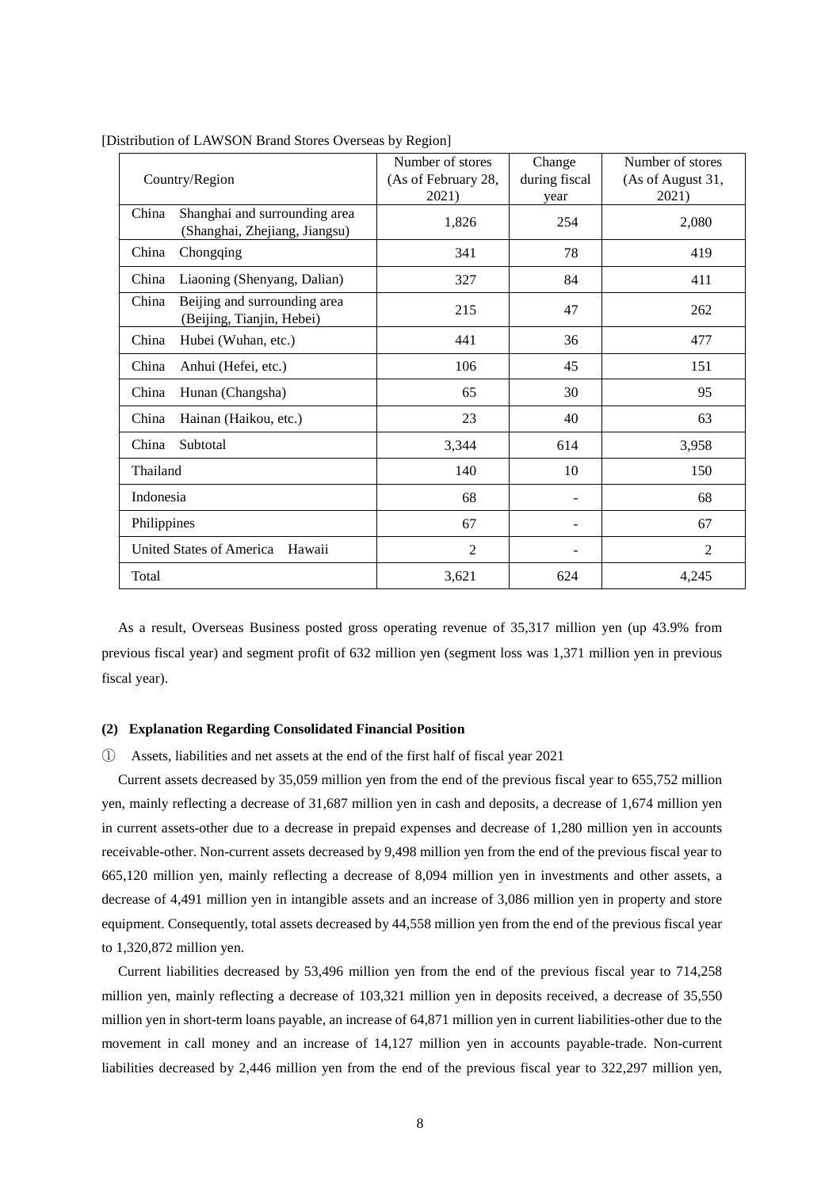[Distribution of LAWSON Brand Stores Overseas by Region]

| Country/Region | | Number of stores (As of February 28, 2021) | Change during fiscal year | Number of stores (As of August 31, 2021) |
|---|---|---|---|---|
| China | Shanghai and surrounding area (Shanghai, Zhejiang, Jiangsu) | 1,826 | 254 | 2,080 |
| China | Chongqing | 341 | 78 | 419 |
| China | Liaoning (Shenyang, Dalian) | 327 | 84 | 411 |
| China | Beijing and surrounding area (Beijing, Tianjin, Hebei) | 215 | 47 | 262 |
| China | Hubei (Wuhan, etc.) | 441 | 36 | 477 |
| China | Anhui (Hefei, etc.) | 106 | 45 | 151 |
| China | Hunan (Changsha) | 65 | 30 | 95 |
| China | Hainan (Haikou, etc.) | 23 | 40 | 63 |
| China | Subtotal | 3,344 | 614 | 3,958 |
| Thailand | | 140 | 10 | 150 |
| Indonesia | | 68 | - | 68 |
| Philippines | | 67 | - | 67 |
| United States of America | Hawaii | 2 | - | 2 |
| Total | | 3,621 | 624 | 4,245 |

As a result, Overseas Business posted gross operating revenue of 35,317 million yen (up 43.9% from previous fiscal year) and segment profit of 632 million yen (segment loss was 1,371 million yen in previous fiscal year).

### (2) Explanation Regarding Consolidated Financial Position

① Assets, liabilities and net assets at the end of the first half of fiscal year 2021

Current assets decreased by 35,059 million yen from the end of the previous fiscal year to 655,752 million yen, mainly reflecting a decrease of 31,687 million yen in cash and deposits, a decrease of 1,674 million yen in current assets-other due to a decrease in prepaid expenses and decrease of 1,280 million yen in accounts receivable-other. Non-current assets decreased by 9,498 million yen from the end of the previous fiscal year to 665,120 million yen, mainly reflecting a decrease of 8,094 million yen in investments and other assets, a decrease of 4,491 million yen in intangible assets and an increase of 3,086 million yen in property and store equipment. Consequently, total assets decreased by 44,558 million yen from the end of the previous fiscal year to 1,320,872 million yen.

Current liabilities decreased by 53,496 million yen from the end of the previous fiscal year to 714,258 million yen, mainly reflecting a decrease of 103,321 million yen in deposits received, a decrease of 35,550 million yen in short-term loans payable, an increase of 64,871 million yen in current liabilities-other due to the movement in call money and an increase of 14,127 million yen in accounts payable-trade. Non-current liabilities decreased by 2,446 million yen from the end of the previous fiscal year to 322,297 million yen,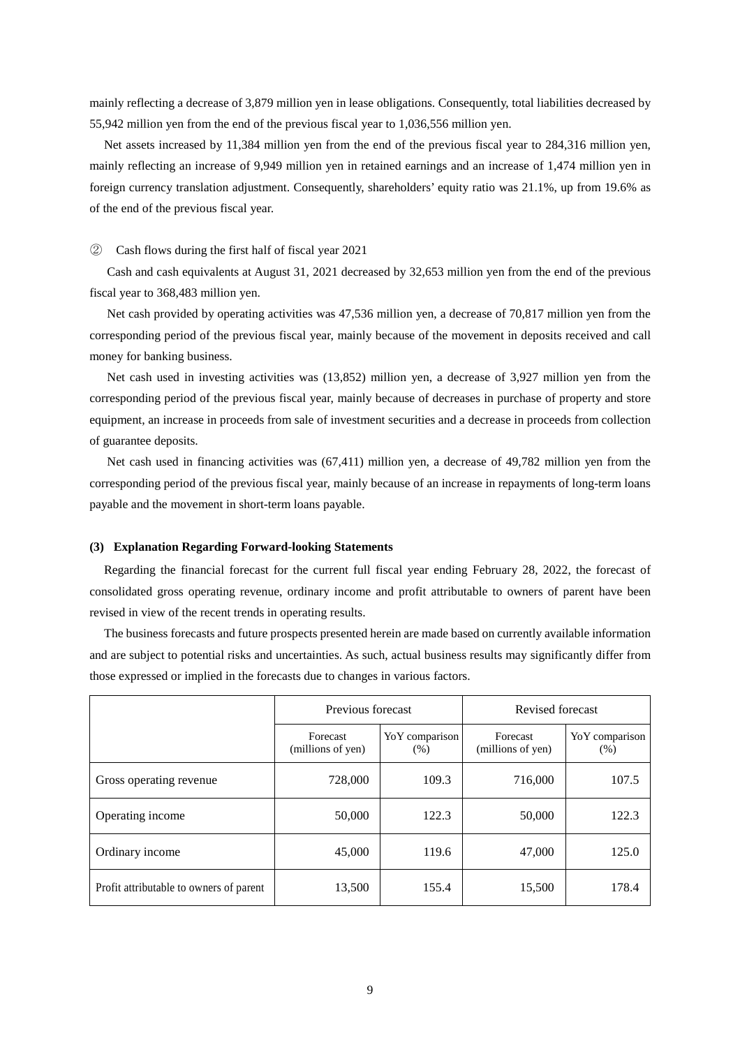mainly reflecting a decrease of 3,879 million yen in lease obligations. Consequently, total liabilities decreased by 55,942 million yen from the end of the previous fiscal year to 1,036,556 million yen.

Net assets increased by 11,384 million yen from the end of the previous fiscal year to 284,316 million yen, mainly reflecting an increase of 9,949 million yen in retained earnings and an increase of 1,474 million yen in foreign currency translation adjustment. Consequently, shareholders' equity ratio was 21.1%, up from 19.6% as of the end of the previous fiscal year.

② Cash flows during the first half of fiscal year 2021

Cash and cash equivalents at August 31, 2021 decreased by 32,653 million yen from the end of the previous fiscal year to 368,483 million yen.

Net cash provided by operating activities was 47,536 million yen, a decrease of 70,817 million yen from the corresponding period of the previous fiscal year, mainly because of the movement in deposits received and call money for banking business.

Net cash used in investing activities was (13,852) million yen, a decrease of 3,927 million yen from the corresponding period of the previous fiscal year, mainly because of decreases in purchase of property and store equipment, an increase in proceeds from sale of investment securities and a decrease in proceeds from collection of guarantee deposits.

Net cash used in financing activities was (67,411) million yen, a decrease of 49,782 million yen from the corresponding period of the previous fiscal year, mainly because of an increase in repayments of long-term loans payable and the movement in short-term loans payable.

### (3) Explanation Regarding Forward-looking Statements

Regarding the financial forecast for the current full fiscal year ending February 28, 2022, the forecast of consolidated gross operating revenue, ordinary income and profit attributable to owners of parent have been revised in view of the recent trends in operating results.

The business forecasts and future prospects presented herein are made based on currently available information and are subject to potential risks and uncertainties. As such, actual business results may significantly differ from those expressed or implied in the forecasts due to changes in various factors.

| | Previous forecast | | Revised forecast | |
|---|---|---|---|---|
| | Forecast (millions of yen) | YoY comparison (%) | Forecast (millions of yen) | YoY comparison (%) |
| Gross operating revenue | 728,000 | 109.3 | 716,000 | 107.5 |
| Operating income | 50,000 | 122.3 | 50,000 | 122.3 |
| Ordinary income | 45,000 | 119.6 | 47,000 | 125.0 |
| Profit attributable to owners of parent | 13,500 | 155.4 | 15,500 | 178.4 |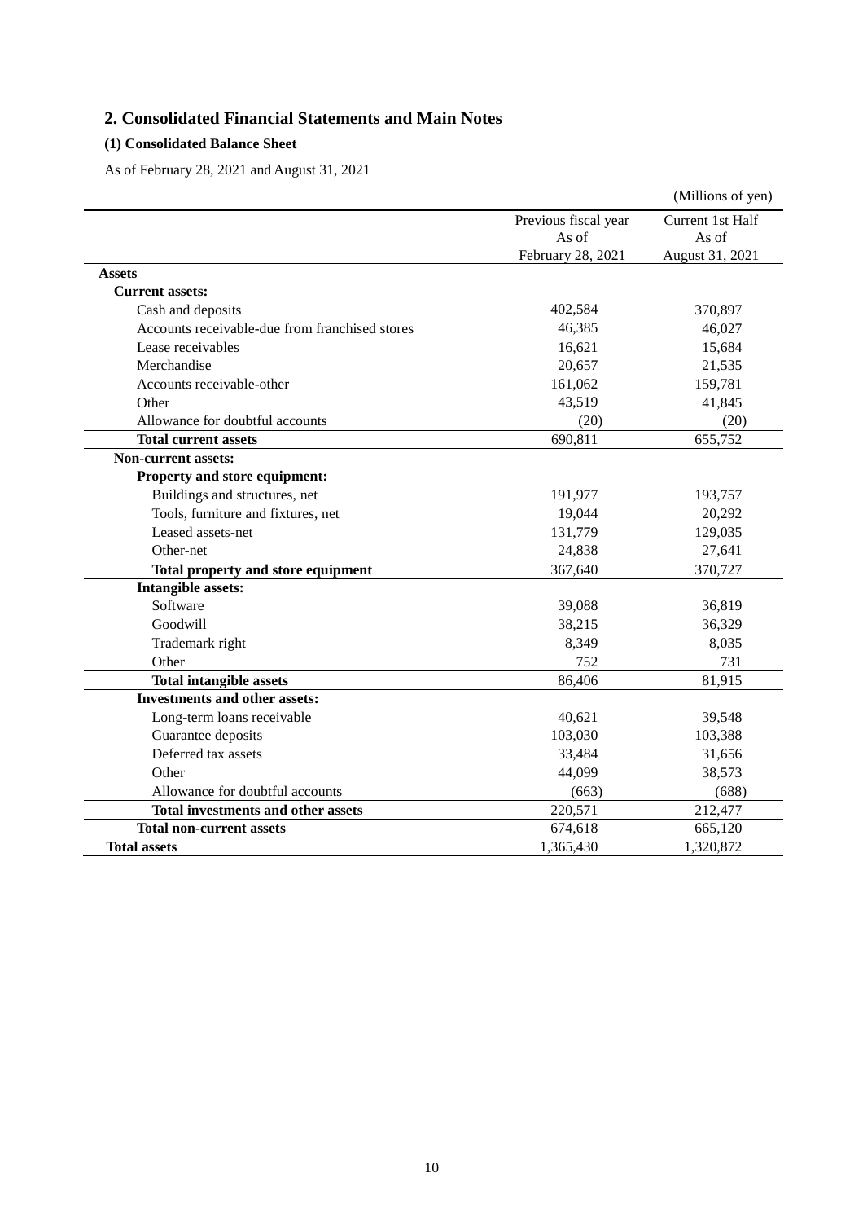## 2. Consolidated Financial Statements and Main Notes

### (1) Consolidated Balance Sheet

As of February 28, 2021 and August 31, 2021

(Millions of yen)

| | Previous fiscal year As of February 28, 2021 | Current 1st Half As of August 31, 2021 |
|---|---|---|
| **Assets** | | |
| **Current assets:** | | |
| Cash and deposits | 402,584 | 370,897 |
| Accounts receivable-due from franchised stores | 46,385 | 46,027 |
| Lease receivables | 16,621 | 15,684 |
| Merchandise | 20,657 | 21,535 |
| Accounts receivable-other | 161,062 | 159,781 |
| Other | 43,519 | 41,845 |
| Allowance for doubtful accounts | (20) | (20) |
| **Total current assets** | 690,811 | 655,752 |
| **Non-current assets:** | | |
| **Property and store equipment:** | | |
| Buildings and structures, net | 191,977 | 193,757 |
| Tools, furniture and fixtures, net | 19,044 | 20,292 |
| Leased assets-net | 131,779 | 129,035 |
| Other-net | 24,838 | 27,641 |
| **Total property and store equipment** | 367,640 | 370,727 |
| **Intangible assets:** | | |
| Software | 39,088 | 36,819 |
| Goodwill | 38,215 | 36,329 |
| Trademark right | 8,349 | 8,035 |
| Other | 752 | 731 |
| **Total intangible assets** | 86,406 | 81,915 |
| **Investments and other assets:** | | |
| Long-term loans receivable | 40,621 | 39,548 |
| Guarantee deposits | 103,030 | 103,388 |
| Deferred tax assets | 33,484 | 31,656 |
| Other | 44,099 | 38,573 |
| Allowance for doubtful accounts | (663) | (688) |
| **Total investments and other assets** | 220,571 | 212,477 |
| **Total non-current assets** | 674,618 | 665,120 |
| **Total assets** | 1,365,430 | 1,320,872 |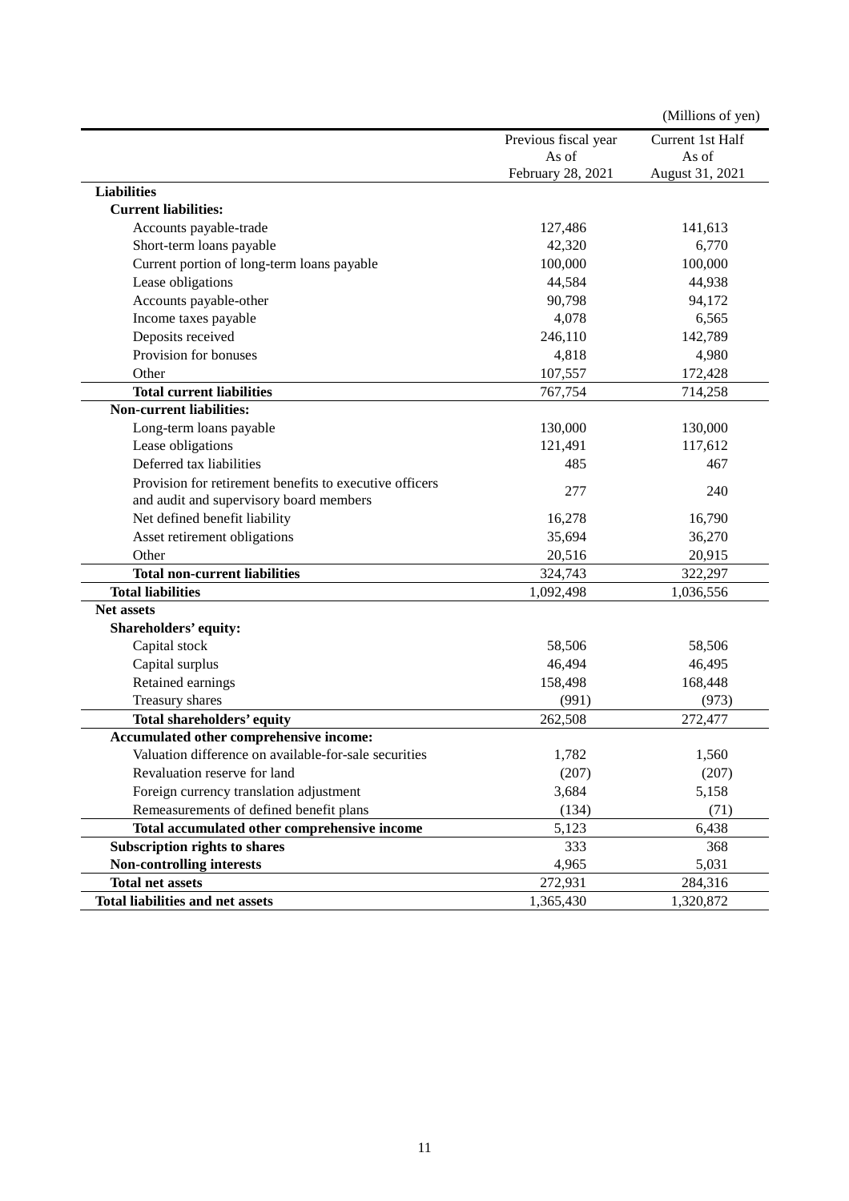(Millions of yen)

| | Previous fiscal year As of February 28, 2021 | Current 1st Half As of August 31, 2021 |
|---|---|---|
| **Liabilities** | | |
| **Current liabilities:** | | |
| Accounts payable-trade | 127,486 | 141,613 |
| Short-term loans payable | 42,320 | 6,770 |
| Current portion of long-term loans payable | 100,000 | 100,000 |
| Lease obligations | 44,584 | 44,938 |
| Accounts payable-other | 90,798 | 94,172 |
| Income taxes payable | 4,078 | 6,565 |
| Deposits received | 246,110 | 142,789 |
| Provision for bonuses | 4,818 | 4,980 |
| Other | 107,557 | 172,428 |
| **Total current liabilities** | 767,754 | 714,258 |
| **Non-current liabilities:** | | |
| Long-term loans payable | 130,000 | 130,000 |
| Lease obligations | 121,491 | 117,612 |
| Deferred tax liabilities | 485 | 467 |
| Provision for retirement benefits to executive officers and audit and supervisory board members | 277 | 240 |
| Net defined benefit liability | 16,278 | 16,790 |
| Asset retirement obligations | 35,694 | 36,270 |
| Other | 20,516 | 20,915 |
| **Total non-current liabilities** | 324,743 | 322,297 |
| **Total liabilities** | 1,092,498 | 1,036,556 |
| **Net assets** | | |
| **Shareholders' equity:** | | |
| Capital stock | 58,506 | 58,506 |
| Capital surplus | 46,494 | 46,495 |
| Retained earnings | 158,498 | 168,448 |
| Treasury shares | (991) | (973) |
| **Total shareholders' equity** | 262,508 | 272,477 |
| **Accumulated other comprehensive income:** | | |
| Valuation difference on available-for-sale securities | 1,782 | 1,560 |
| Revaluation reserve for land | (207) | (207) |
| Foreign currency translation adjustment | 3,684 | 5,158 |
| Remeasurements of defined benefit plans | (134) | (71) |
| **Total accumulated other comprehensive income** | 5,123 | 6,438 |
| **Subscription rights to shares** | 333 | 368 |
| **Non-controlling interests** | 4,965 | 5,031 |
| **Total net assets** | 272,931 | 284,316 |
| **Total liabilities and net assets** | 1,365,430 | 1,320,872 |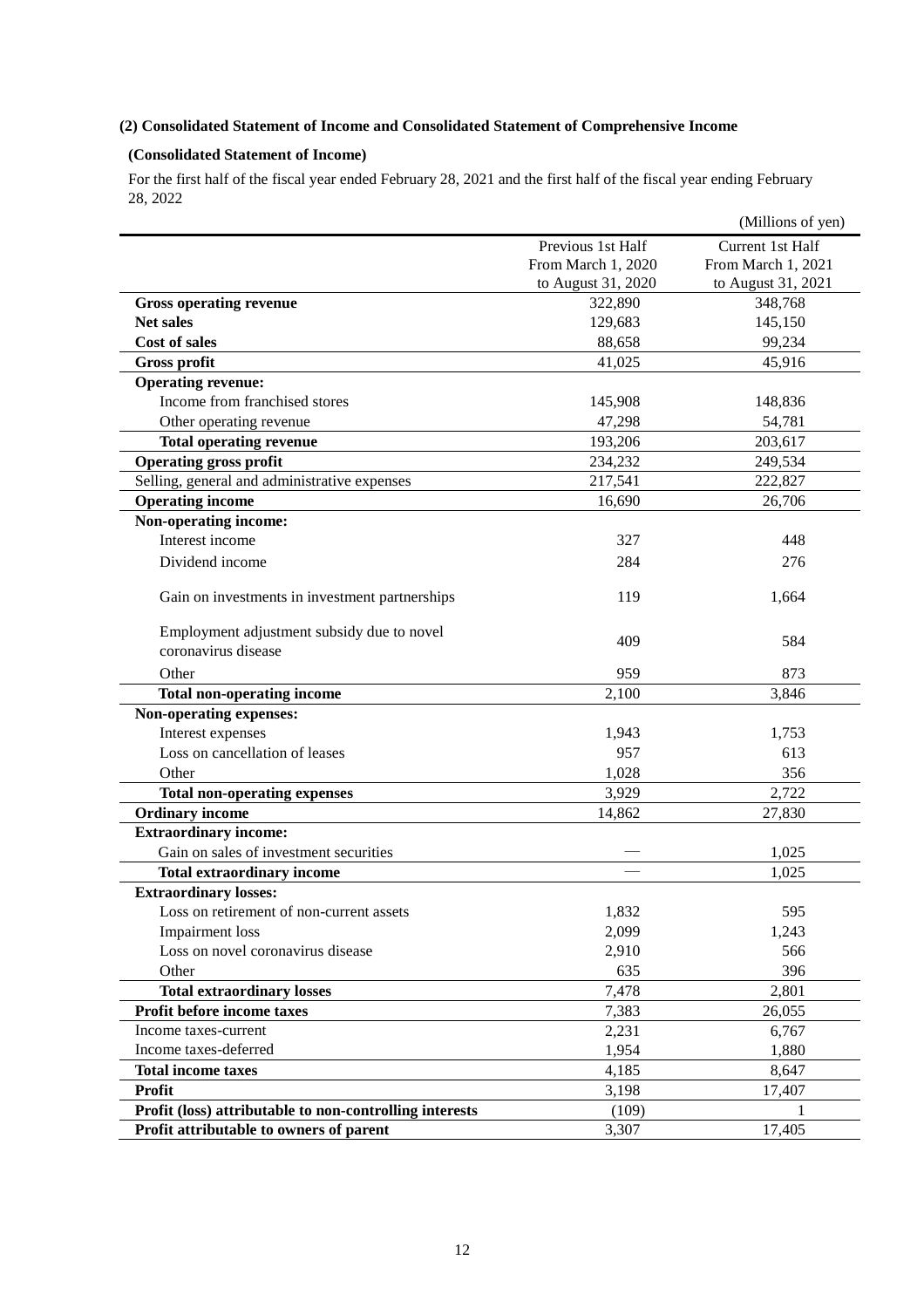### (2) Consolidated Statement of Income and Consolidated Statement of Comprehensive Income

#### (Consolidated Statement of Income)

For the first half of the fiscal year ended February 28, 2021 and the first half of the fiscal year ending February 28, 2022

(Millions of yen)

| | Previous 1st Half From March 1, 2020 to August 31, 2020 | Current 1st Half From March 1, 2021 to August 31, 2021 |
|---|---|---|
| **Gross operating revenue** | 322,890 | 348,768 |
| **Net sales** | 129,683 | 145,150 |
| **Cost of sales** | 88,658 | 99,234 |
| **Gross profit** | 41,025 | 45,916 |
| **Operating revenue:** | | |
| Income from franchised stores | 145,908 | 148,836 |
| Other operating revenue | 47,298 | 54,781 |
| **Total operating revenue** | 193,206 | 203,617 |
| **Operating gross profit** | 234,232 | 249,534 |
| Selling, general and administrative expenses | 217,541 | 222,827 |
| **Operating income** | 16,690 | 26,706 |
| **Non-operating income:** | | |
| Interest income | 327 | 448 |
| Dividend income | 284 | 276 |
| Gain on investments in investment partnerships | 119 | 1,664 |
| Employment adjustment subsidy due to novel coronavirus disease | 409 | 584 |
| Other | 959 | 873 |
| **Total non-operating income** | 2,100 | 3,846 |
| **Non-operating expenses:** | | |
| Interest expenses | 1,943 | 1,753 |
| Loss on cancellation of leases | 957 | 613 |
| Other | 1,028 | 356 |
| **Total non-operating expenses** | 3,929 | 2,722 |
| **Ordinary income** | 14,862 | 27,830 |
| **Extraordinary income:** | | |
| Gain on sales of investment securities | — | 1,025 |
| **Total extraordinary income** | — | 1,025 |
| **Extraordinary losses:** | | |
| Loss on retirement of non-current assets | 1,832 | 595 |
| Impairment loss | 2,099 | 1,243 |
| Loss on novel coronavirus disease | 2,910 | 566 |
| Other | 635 | 396 |
| **Total extraordinary losses** | 7,478 | 2,801 |
| **Profit before income taxes** | 7,383 | 26,055 |
| Income taxes-current | 2,231 | 6,767 |
| Income taxes-deferred | 1,954 | 1,880 |
| **Total income taxes** | 4,185 | 8,647 |
| **Profit** | 3,198 | 17,407 |
| **Profit (loss) attributable to non-controlling interests** | (109) | 1 |
| **Profit attributable to owners of parent** | 3,307 | 17,405 |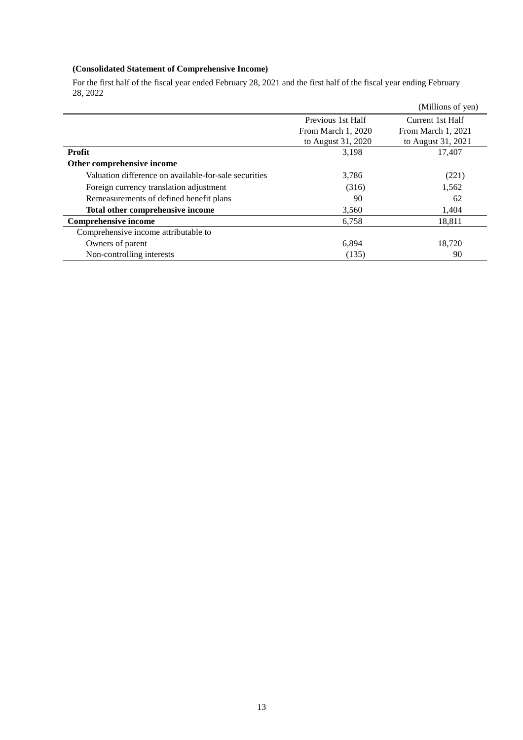**(Consolidated Statement of Comprehensive Income)**

For the first half of the fiscal year ended February 28, 2021 and the first half of the fiscal year ending February 28, 2022

(Millions of yen)

| | Previous 1st Half<br>From March 1, 2020<br>to August 31, 2020 | Current 1st Half<br>From March 1, 2021<br>to August 31, 2021 |
|---|---|---|
| **Profit** | 3,198 | 17,407 |
| **Other comprehensive income** | | |
| Valuation difference on available-for-sale securities | 3,786 | (221) |
| Foreign currency translation adjustment | (316) | 1,562 |
| Remeasurements of defined benefit plans | 90 | 62 |
| **Total other comprehensive income** | 3,560 | 1,404 |
| **Comprehensive income** | 6,758 | 18,811 |
| Comprehensive income attributable to | | |
| Owners of parent | 6,894 | 18,720 |
| Non-controlling interests | (135) | 90 |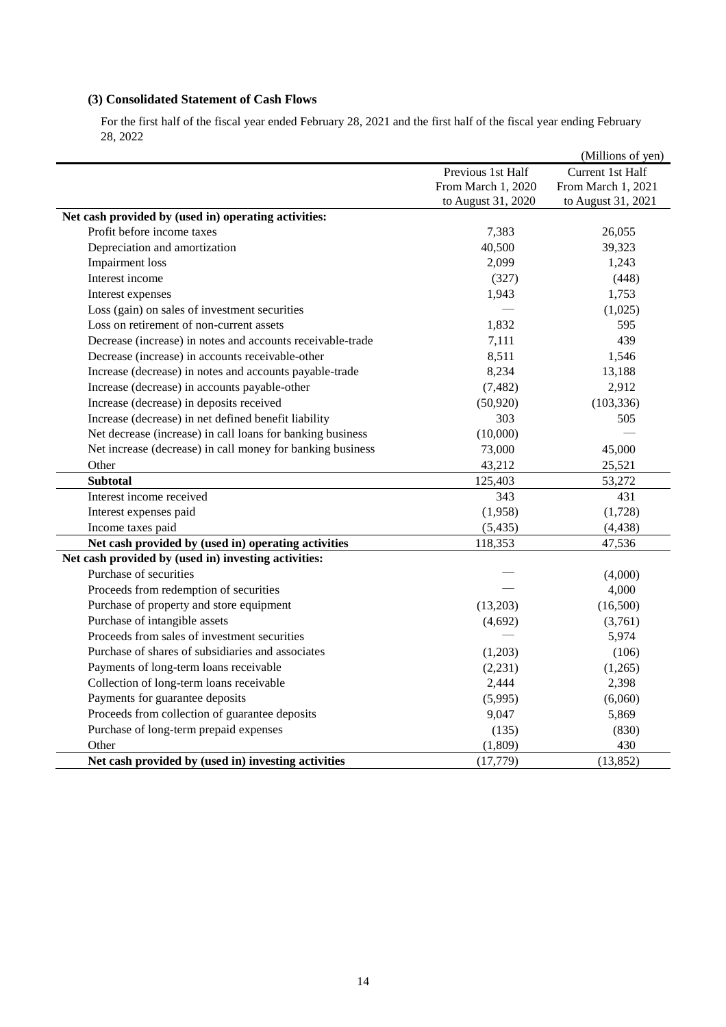### (3) Consolidated Statement of Cash Flows

For the first half of the fiscal year ended February 28, 2021 and the first half of the fiscal year ending February 28, 2022

(Millions of yen)

| | Previous 1st Half From March 1, 2020 to August 31, 2020 | Current 1st Half From March 1, 2021 to August 31, 2021 |
|---|---|---|
| **Net cash provided by (used in) operating activities:** | | |
| Profit before income taxes | 7,383 | 26,055 |
| Depreciation and amortization | 40,500 | 39,323 |
| Impairment loss | 2,099 | 1,243 |
| Interest income | (327) | (448) |
| Interest expenses | 1,943 | 1,753 |
| Loss (gain) on sales of investment securities | — | (1,025) |
| Loss on retirement of non-current assets | 1,832 | 595 |
| Decrease (increase) in notes and accounts receivable-trade | 7,111 | 439 |
| Decrease (increase) in accounts receivable-other | 8,511 | 1,546 |
| Increase (decrease) in notes and accounts payable-trade | 8,234 | 13,188 |
| Increase (decrease) in accounts payable-other | (7,482) | 2,912 |
| Increase (decrease) in deposits received | (50,920) | (103,336) |
| Increase (decrease) in net defined benefit liability | 303 | 505 |
| Net decrease (increase) in call loans for banking business | (10,000) | — |
| Net increase (decrease) in call money for banking business | 73,000 | 45,000 |
| Other | 43,212 | 25,521 |
| **Subtotal** | 125,403 | 53,272 |
| Interest income received | 343 | 431 |
| Interest expenses paid | (1,958) | (1,728) |
| Income taxes paid | (5,435) | (4,438) |
| **Net cash provided by (used in) operating activities** | 118,353 | 47,536 |
| **Net cash provided by (used in) investing activities:** | | |
| Purchase of securities | — | (4,000) |
| Proceeds from redemption of securities | — | 4,000 |
| Purchase of property and store equipment | (13,203) | (16,500) |
| Purchase of intangible assets | (4,692) | (3,761) |
| Proceeds from sales of investment securities | — | 5,974 |
| Purchase of shares of subsidiaries and associates | (1,203) | (106) |
| Payments of long-term loans receivable | (2,231) | (1,265) |
| Collection of long-term loans receivable | 2,444 | 2,398 |
| Payments for guarantee deposits | (5,995) | (6,060) |
| Proceeds from collection of guarantee deposits | 9,047 | 5,869 |
| Purchase of long-term prepaid expenses | (135) | (830) |
| Other | (1,809) | 430 |
| **Net cash provided by (used in) investing activities** | (17,779) | (13,852) |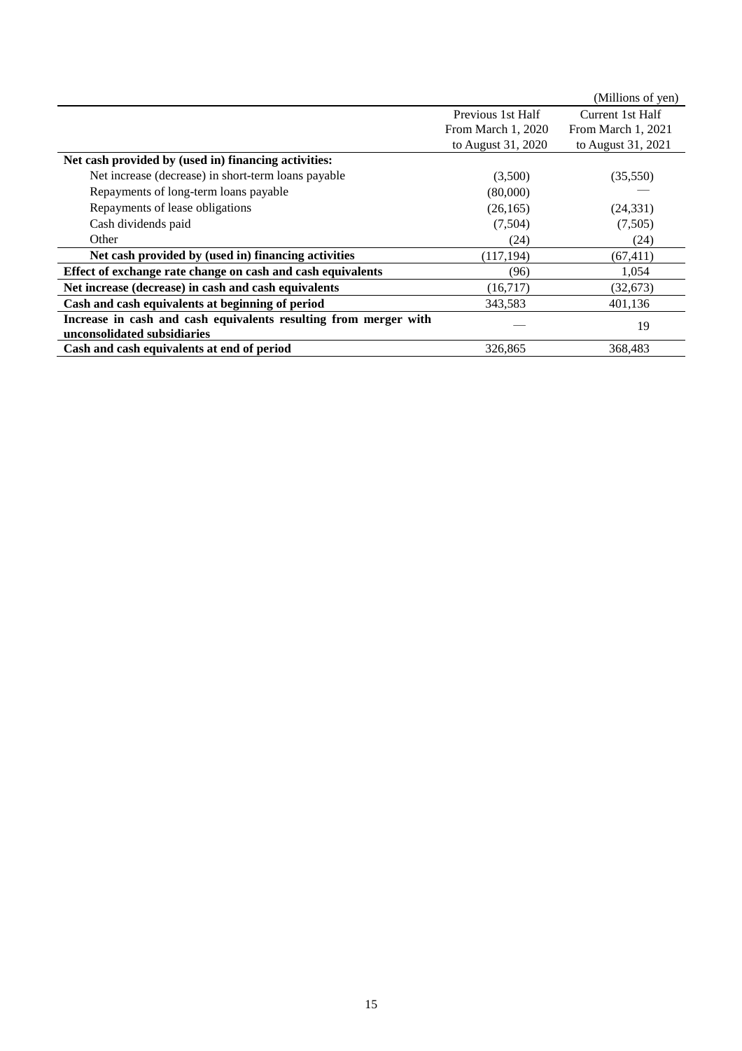(Millions of yen)

| | Previous 1st Half From March 1, 2020 to August 31, 2020 | Current 1st Half From March 1, 2021 to August 31, 2021 |
|---|---|---|
| **Net cash provided by (used in) financing activities:** | | |
| Net increase (decrease) in short-term loans payable | (3,500) | (35,550) |
| Repayments of long-term loans payable | (80,000) | — |
| Repayments of lease obligations | (26,165) | (24,331) |
| Cash dividends paid | (7,504) | (7,505) |
| Other | (24) | (24) |
| **Net cash provided by (used in) financing activities** | (117,194) | (67,411) |
| **Effect of exchange rate change on cash and cash equivalents** | (96) | 1,054 |
| **Net increase (decrease) in cash and cash equivalents** | (16,717) | (32,673) |
| **Cash and cash equivalents at beginning of period** | 343,583 | 401,136 |
| **Increase in cash and cash equivalents resulting from merger with unconsolidated subsidiaries** | — | 19 |
| **Cash and cash equivalents at end of period** | 326,865 | 368,483 |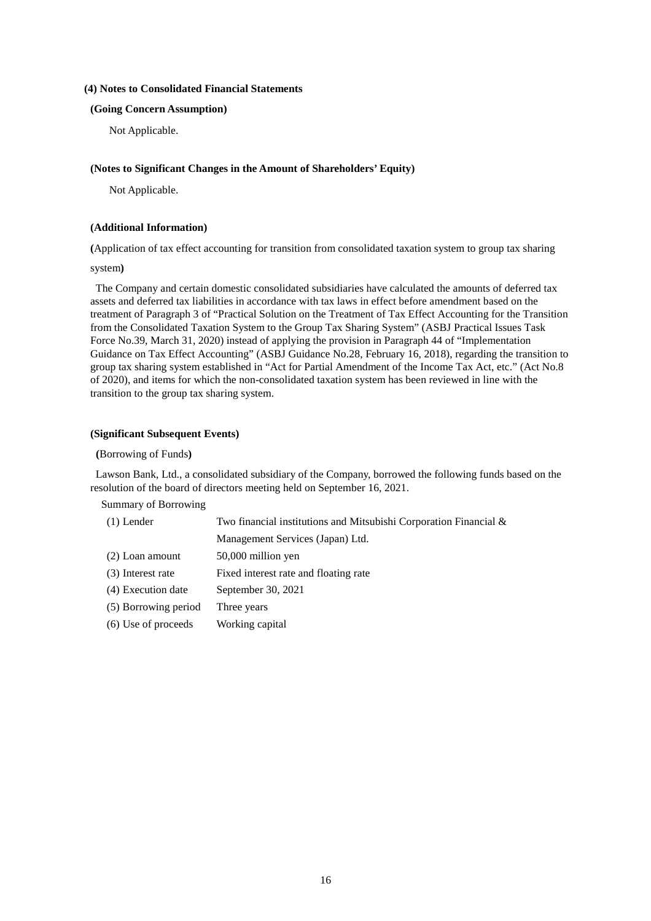### (4) Notes to Consolidated Financial Statements

**(Going Concern Assumption)**

Not Applicable.

**(Notes to Significant Changes in the Amount of Shareholders' Equity)**

Not Applicable.

**(Additional Information)**

**(**Application of tax effect accounting for transition from consolidated taxation system to group tax sharing system**)**

The Company and certain domestic consolidated subsidiaries have calculated the amounts of deferred tax assets and deferred tax liabilities in accordance with tax laws in effect before amendment based on the treatment of Paragraph 3 of "Practical Solution on the Treatment of Tax Effect Accounting for the Transition from the Consolidated Taxation System to the Group Tax Sharing System" (ASBJ Practical Issues Task Force No.39, March 31, 2020) instead of applying the provision in Paragraph 44 of "Implementation Guidance on Tax Effect Accounting" (ASBJ Guidance No.28, February 16, 2018), regarding the transition to group tax sharing system established in "Act for Partial Amendment of the Income Tax Act, etc." (Act No.8 of 2020), and items for which the non-consolidated taxation system has been reviewed in line with the transition to the group tax sharing system.

**(Significant Subsequent Events)**

**(**Borrowing of Funds**)**

Lawson Bank, Ltd., a consolidated subsidiary of the Company, borrowed the following funds based on the resolution of the board of directors meeting held on September 16, 2021.

Summary of Borrowing

| | |
|---|---|
| (1) Lender | Two financial institutions and Mitsubishi Corporation Financial & Management Services (Japan) Ltd. |
| (2) Loan amount | 50,000 million yen |
| (3) Interest rate | Fixed interest rate and floating rate |
| (4) Execution date | September 30, 2021 |
| (5) Borrowing period | Three years |
| (6) Use of proceeds | Working capital |